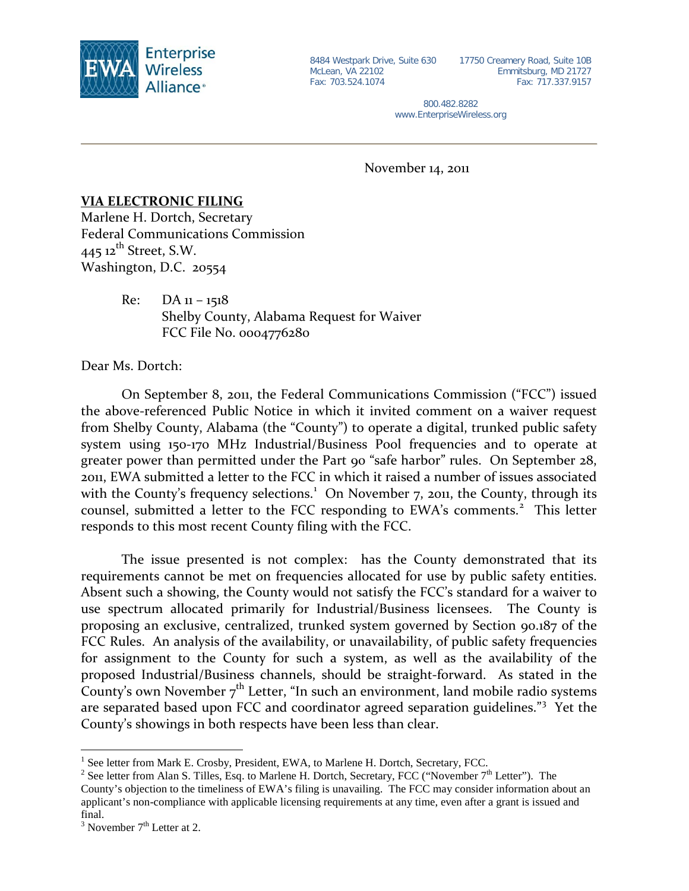Enterprise Wireless Alliance®

8484 Westpark Drive, Suite 630
McLean, VA 22102
Fax: 703.524.1074

17750 Creamery Road, Suite 10B
Emmitsburg, MD 21727
Fax: 717.337.9157

800.482.8282
www.EnterpriseWireless.org

November 14, 2011

**VIA ELECTRONIC FILING**
Marlene H. Dortch, Secretary
Federal Communications Commission
445 12th Street, S.W.
Washington, D.C. 20554

Re: DA 11 – 1518
Shelby County, Alabama Request for Waiver
FCC File No. 0004776280

Dear Ms. Dortch:

On September 8, 2011, the Federal Communications Commission ("FCC") issued the above-referenced Public Notice in which it invited comment on a waiver request from Shelby County, Alabama (the "County") to operate a digital, trunked public safety system using 150-170 MHz Industrial/Business Pool frequencies and to operate at greater power than permitted under the Part 90 "safe harbor" rules. On September 28, 2011, EWA submitted a letter to the FCC in which it raised a number of issues associated with the County's frequency selections.[1] On November 7, 2011, the County, through its counsel, submitted a letter to the FCC responding to EWA's comments.[2] This letter responds to this most recent County filing with the FCC.

The issue presented is not complex: has the County demonstrated that its requirements cannot be met on frequencies allocated for use by public safety entities. Absent such a showing, the County would not satisfy the FCC's standard for a waiver to use spectrum allocated primarily for Industrial/Business licensees. The County is proposing an exclusive, centralized, trunked system governed by Section 90.187 of the FCC Rules. An analysis of the availability, or unavailability, of public safety frequencies for assignment to the County for such a system, as well as the availability of the proposed Industrial/Business channels, should be straight-forward. As stated in the County's own November 7th Letter, "In such an environment, land mobile radio systems are separated based upon FCC and coordinator agreed separation guidelines."[3] Yet the County's showings in both respects have been less than clear.

---

[1] See letter from Mark E. Crosby, President, EWA, to Marlene H. Dortch, Secretary, FCC.

[2] See letter from Alan S. Tilles, Esq. to Marlene H. Dortch, Secretary, FCC ("November 7th Letter"). The County's objection to the timeliness of EWA's filing is unavailing. The FCC may consider information about an applicant's non-compliance with applicable licensing requirements at any time, even after a grant is issued and final.

[3] November 7th Letter at 2.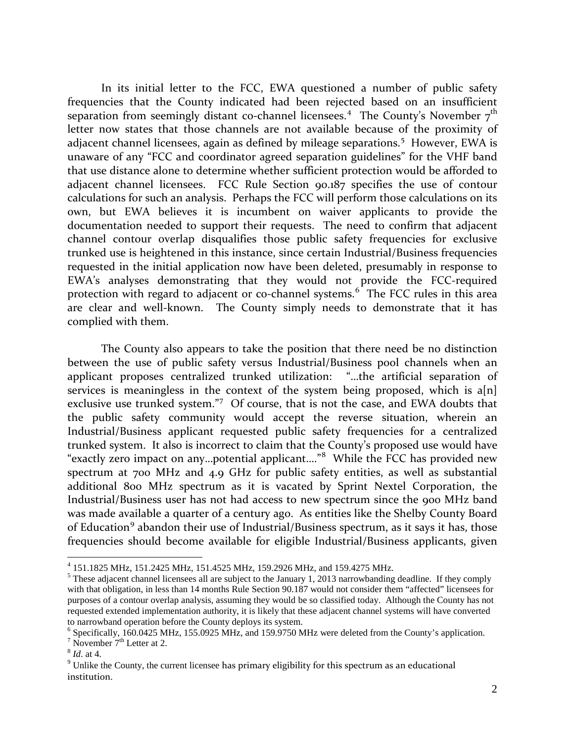In its initial letter to the FCC, EWA questioned a number of public safety frequencies that the County indicated had been rejected based on an insufficient separation from seemingly distant co-channel licensees.[4] The County's November 7th letter now states that those channels are not available because of the proximity of adjacent channel licensees, again as defined by mileage separations.[5] However, EWA is unaware of any "FCC and coordinator agreed separation guidelines" for the VHF band that use distance alone to determine whether sufficient protection would be afforded to adjacent channel licensees. FCC Rule Section 90.187 specifies the use of contour calculations for such an analysis. Perhaps the FCC will perform those calculations on its own, but EWA believes it is incumbent on waiver applicants to provide the documentation needed to support their requests. The need to confirm that adjacent channel contour overlap disqualifies those public safety frequencies for exclusive trunked use is heightened in this instance, since certain Industrial/Business frequencies requested in the initial application now have been deleted, presumably in response to EWA's analyses demonstrating that they would not provide the FCC-required protection with regard to adjacent or co-channel systems.[6] The FCC rules in this area are clear and well-known. The County simply needs to demonstrate that it has complied with them.

The County also appears to take the position that there need be no distinction between the use of public safety versus Industrial/Business pool channels when an applicant proposes centralized trunked utilization: "…the artificial separation of services is meaningless in the context of the system being proposed, which is a[n] exclusive use trunked system."[7] Of course, that is not the case, and EWA doubts that the public safety community would accept the reverse situation, wherein an Industrial/Business applicant requested public safety frequencies for a centralized trunked system. It also is incorrect to claim that the County's proposed use would have "exactly zero impact on any…potential applicant…."[8] While the FCC has provided new spectrum at 700 MHz and 4.9 GHz for public safety entities, as well as substantial additional 800 MHz spectrum as it is vacated by Sprint Nextel Corporation, the Industrial/Business user has not had access to new spectrum since the 900 MHz band was made available a quarter of a century ago. As entities like the Shelby County Board of Education[9] abandon their use of Industrial/Business spectrum, as it says it has, those frequencies should become available for eligible Industrial/Business applicants, given

---

[4] 151.1825 MHz, 151.2425 MHz, 151.4525 MHz, 159.2926 MHz, and 159.4275 MHz.

[5] These adjacent channel licensees all are subject to the January 1, 2013 narrowbanding deadline. If they comply with that obligation, in less than 14 months Rule Section 90.187 would not consider them "affected" licensees for purposes of a contour overlap analysis, assuming they would be so classified today. Although the County has not requested extended implementation authority, it is likely that these adjacent channel systems will have converted to narrowband operation before the County deploys its system.

[6] Specifically, 160.0425 MHz, 155.0925 MHz, and 159.9750 MHz were deleted from the County's application.

[7] November 7th Letter at 2.

[8] *Id*. at 4.

[9] Unlike the County, the current licensee has primary eligibility for this spectrum as an educational institution.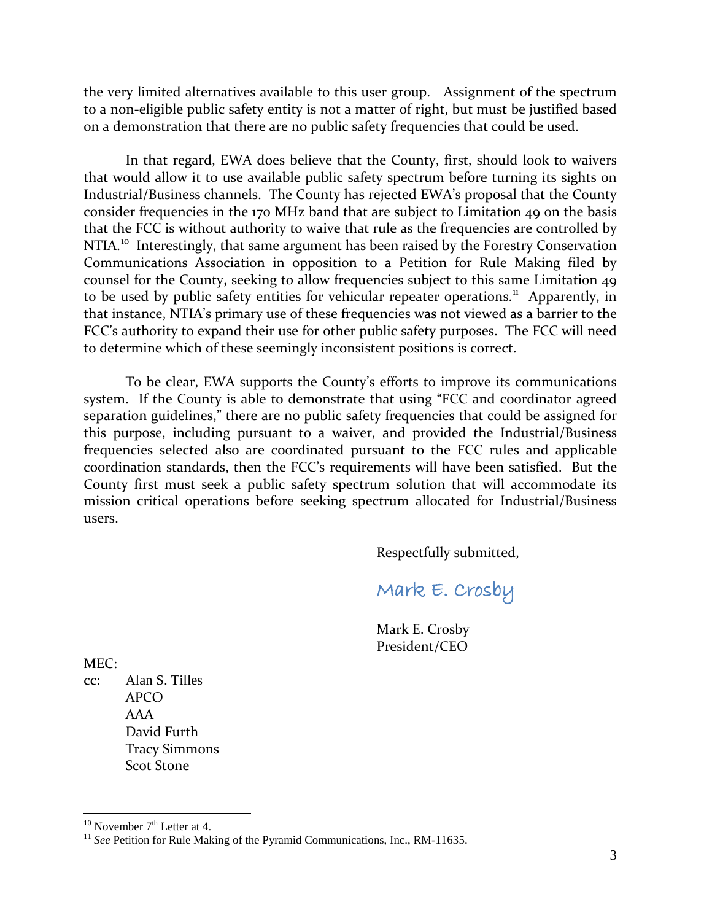the very limited alternatives available to this user group. Assignment of the spectrum to a non-eligible public safety entity is not a matter of right, but must be justified based on a demonstration that there are no public safety frequencies that could be used.

In that regard, EWA does believe that the County, first, should look to waivers that would allow it to use available public safety spectrum before turning its sights on Industrial/Business channels. The County has rejected EWA's proposal that the County consider frequencies in the 170 MHz band that are subject to Limitation 49 on the basis that the FCC is without authority to waive that rule as the frequencies are controlled by NTIA.[10] Interestingly, that same argument has been raised by the Forestry Conservation Communications Association in opposition to a Petition for Rule Making filed by counsel for the County, seeking to allow frequencies subject to this same Limitation 49 to be used by public safety entities for vehicular repeater operations.[11] Apparently, in that instance, NTIA's primary use of these frequencies was not viewed as a barrier to the FCC's authority to expand their use for other public safety purposes. The FCC will need to determine which of these seemingly inconsistent positions is correct.

To be clear, EWA supports the County's efforts to improve its communications system. If the County is able to demonstrate that using "FCC and coordinator agreed separation guidelines," there are no public safety frequencies that could be assigned for this purpose, including pursuant to a waiver, and provided the Industrial/Business frequencies selected also are coordinated pursuant to the FCC rules and applicable coordination standards, then the FCC's requirements will have been satisfied. But the County first must seek a public safety spectrum solution that will accommodate its mission critical operations before seeking spectrum allocated for Industrial/Business users.

Respectfully submitted,

Mark E. Crosby

Mark E. Crosby
President/CEO

MEC:

cc: Alan S. Tilles
APCO
AAA
David Furth
Tracy Simmons
Scot Stone

---

[10] November 7th Letter at 4.

[11] *See* Petition for Rule Making of the Pyramid Communications, Inc., RM-11635.